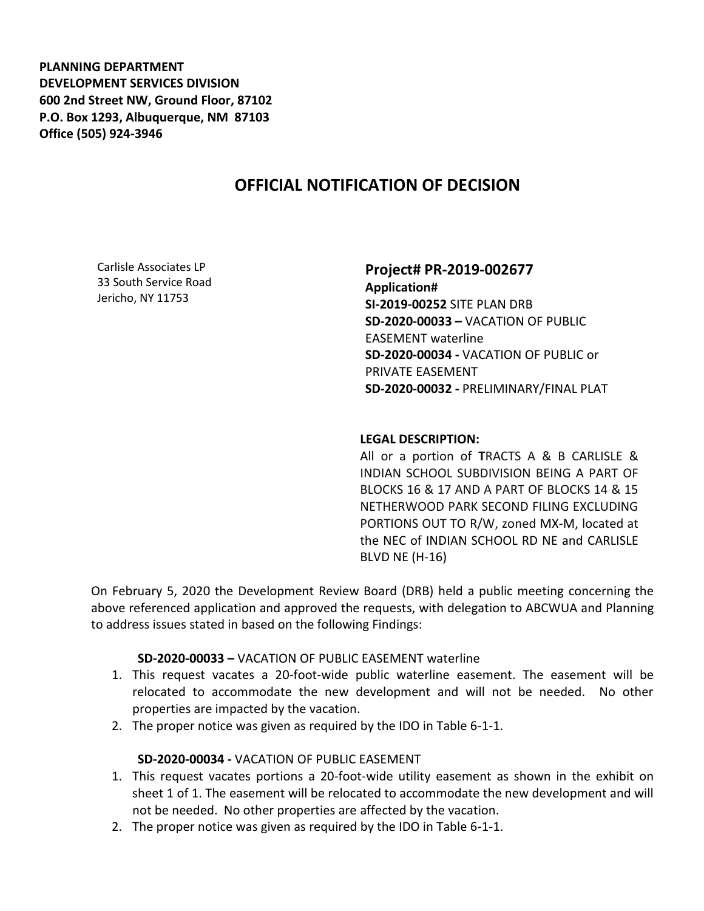**PLANNING DEPARTMENT**
**DEVELOPMENT SERVICES DIVISION**
**600 2nd Street NW, Ground Floor, 87102**
**P.O. Box 1293, Albuquerque, NM 87103**
**Office (505) 924-3946**

# OFFICIAL NOTIFICATION OF DECISION

Carlisle Associates LP
33 South Service Road
Jericho, NY 11753

**Project# PR-2019-002677**
**Application#**
**SI-2019-00252** SITE PLAN DRB
**SD-2020-00033 –** VACATION OF PUBLIC EASEMENT waterline
**SD-2020-00034 -** VACATION OF PUBLIC or PRIVATE EASEMENT
**SD-2020-00032 -** PRELIMINARY/FINAL PLAT

**LEGAL DESCRIPTION:**
All or a portion of **T**RACTS A & B CARLISLE & INDIAN SCHOOL SUBDIVISION BEING A PART OF BLOCKS 16 & 17 AND A PART OF BLOCKS 14 & 15 NETHERWOOD PARK SECOND FILING EXCLUDING PORTIONS OUT TO R/W, zoned MX-M, located at the NEC of INDIAN SCHOOL RD NE and CARLISLE BLVD NE (H-16)

On February 5, 2020 the Development Review Board (DRB) held a public meeting concerning the above referenced application and approved the requests, with delegation to ABCWUA and Planning to address issues stated in based on the following Findings:

**SD-2020-00033 –** VACATION OF PUBLIC EASEMENT waterline

1. This request vacates a 20-foot-wide public waterline easement. The easement will be relocated to accommodate the new development and will not be needed. No other properties are impacted by the vacation.
2. The proper notice was given as required by the IDO in Table 6-1-1.

**SD-2020-00034 -** VACATION OF PUBLIC EASEMENT

1. This request vacates portions a 20-foot-wide utility easement as shown in the exhibit on sheet 1 of 1. The easement will be relocated to accommodate the new development and will not be needed. No other properties are affected by the vacation.
2. The proper notice was given as required by the IDO in Table 6-1-1.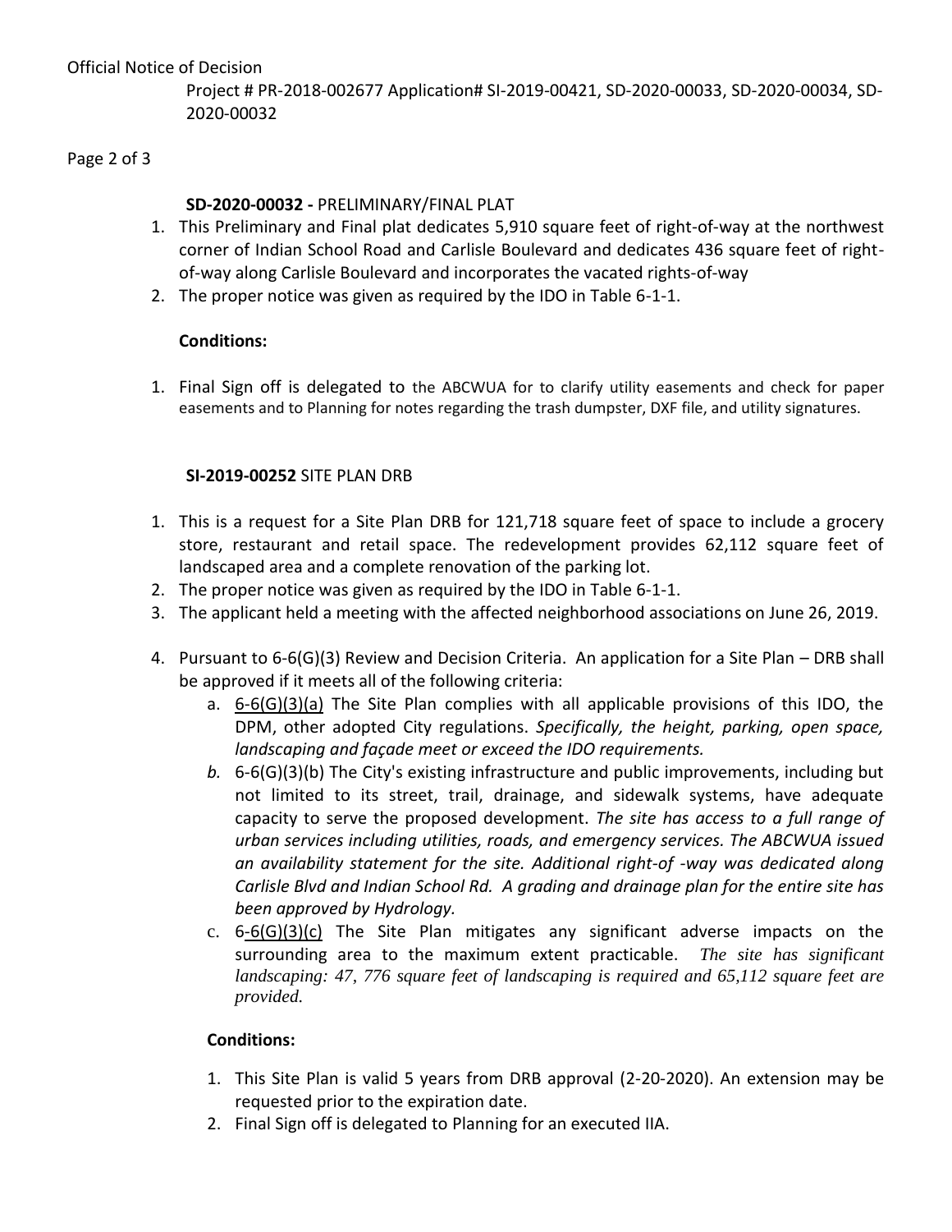Official Notice of Decision

Project # PR-2018-002677 Application# SI-2019-00421, SD-2020-00033, SD-2020-00034, SD-2020-00032

**SD-2020-00032 -** PRELIMINARY/FINAL PLAT

1. This Preliminary and Final plat dedicates 5,910 square feet of right-of-way at the northwest corner of Indian School Road and Carlisle Boulevard and dedicates 436 square feet of right-of-way along Carlisle Boulevard and incorporates the vacated rights-of-way
2. The proper notice was given as required by the IDO in Table 6-1-1.

**Conditions:**

1. Final Sign off is delegated to the ABCWUA for to clarify utility easements and check for paper easements and to Planning for notes regarding the trash dumpster, DXF file, and utility signatures.

**SI-2019-00252** SITE PLAN DRB

1. This is a request for a Site Plan DRB for 121,718 square feet of space to include a grocery store, restaurant and retail space. The redevelopment provides 62,112 square feet of landscaped area and a complete renovation of the parking lot.
2. The proper notice was given as required by the IDO in Table 6-1-1.
3. The applicant held a meeting with the affected neighborhood associations on June 26, 2019.
4. Pursuant to 6-6(G)(3) Review and Decision Criteria. An application for a Site Plan – DRB shall be approved if it meets all of the following criteria:
    a. 6-6(G)(3)(a) The Site Plan complies with all applicable provisions of this IDO, the DPM, other adopted City regulations. *Specifically, the height, parking, open space, landscaping and façade meet or exceed the IDO requirements.*
    b. 6-6(G)(3)(b) The City's existing infrastructure and public improvements, including but not limited to its street, trail, drainage, and sidewalk systems, have adequate capacity to serve the proposed development. *The site has access to a full range of urban services including utilities, roads, and emergency services. The ABCWUA issued an availability statement for the site. Additional right-of -way was dedicated along Carlisle Blvd and Indian School Rd. A grading and drainage plan for the entire site has been approved by Hydrology.*
    c. 6-6(G)(3)(c) The Site Plan mitigates any significant adverse impacts on the surrounding area to the maximum extent practicable. *The site has significant landscaping: 47, 776 square feet of landscaping is required and 65,112 square feet are provided.*

**Conditions:**

1. This Site Plan is valid 5 years from DRB approval (2-20-2020). An extension may be requested prior to the expiration date.
2. Final Sign off is delegated to Planning for an executed IIA.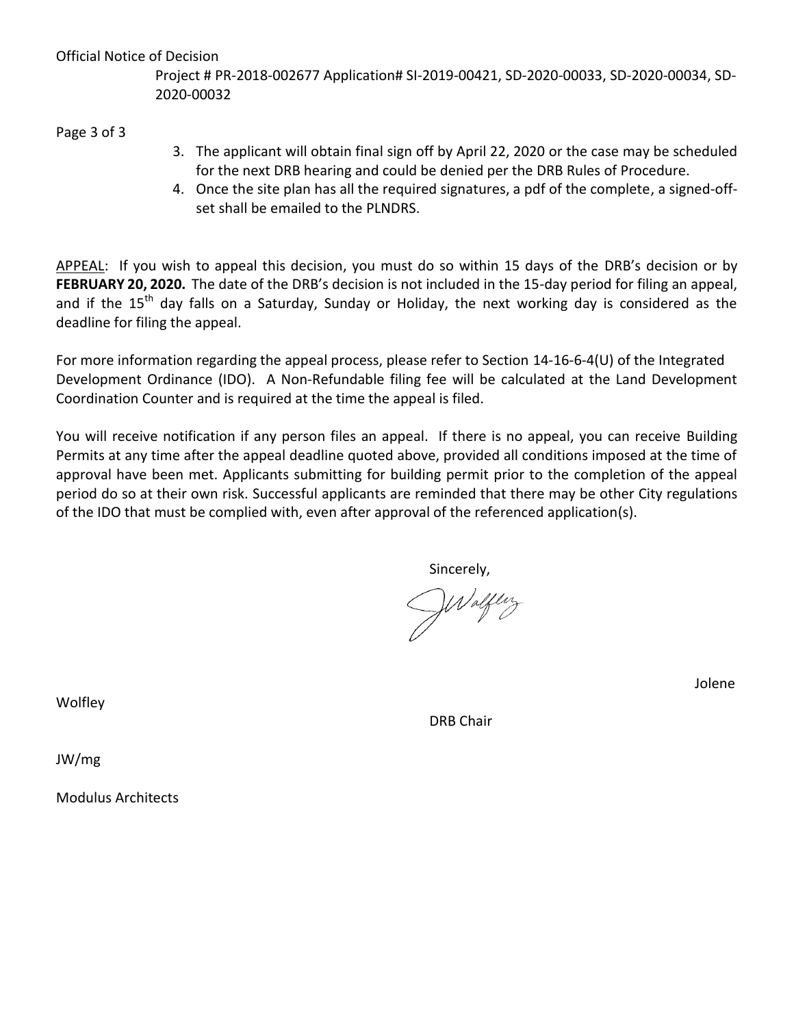3. The applicant will obtain final sign off by April 22, 2020 or the case may be scheduled for the next DRB hearing and could be denied per the DRB Rules of Procedure.
4. Once the site plan has all the required signatures, a pdf of the complete, a signed-off-set shall be emailed to the PLNDRS.

APPEAL: If you wish to appeal this decision, you must do so within 15 days of the DRB's decision or by **FEBRUARY 20, 2020.** The date of the DRB's decision is not included in the 15-day period for filing an appeal, and if the 15th day falls on a Saturday, Sunday or Holiday, the next working day is considered as the deadline for filing the appeal.

For more information regarding the appeal process, please refer to Section 14-16-6-4(U) of the Integrated Development Ordinance (IDO). A Non-Refundable filing fee will be calculated at the Land Development Coordination Counter and is required at the time the appeal is filed.

You will receive notification if any person files an appeal. If there is no appeal, you can receive Building Permits at any time after the appeal deadline quoted above, provided all conditions imposed at the time of approval have been met. Applicants submitting for building permit prior to the completion of the appeal period do so at their own risk. Successful applicants are reminded that there may be other City regulations of the IDO that must be complied with, even after approval of the referenced application(s).

Sincerely,

Jolene Wolfley

DRB Chair

JW/mg

Modulus Architects